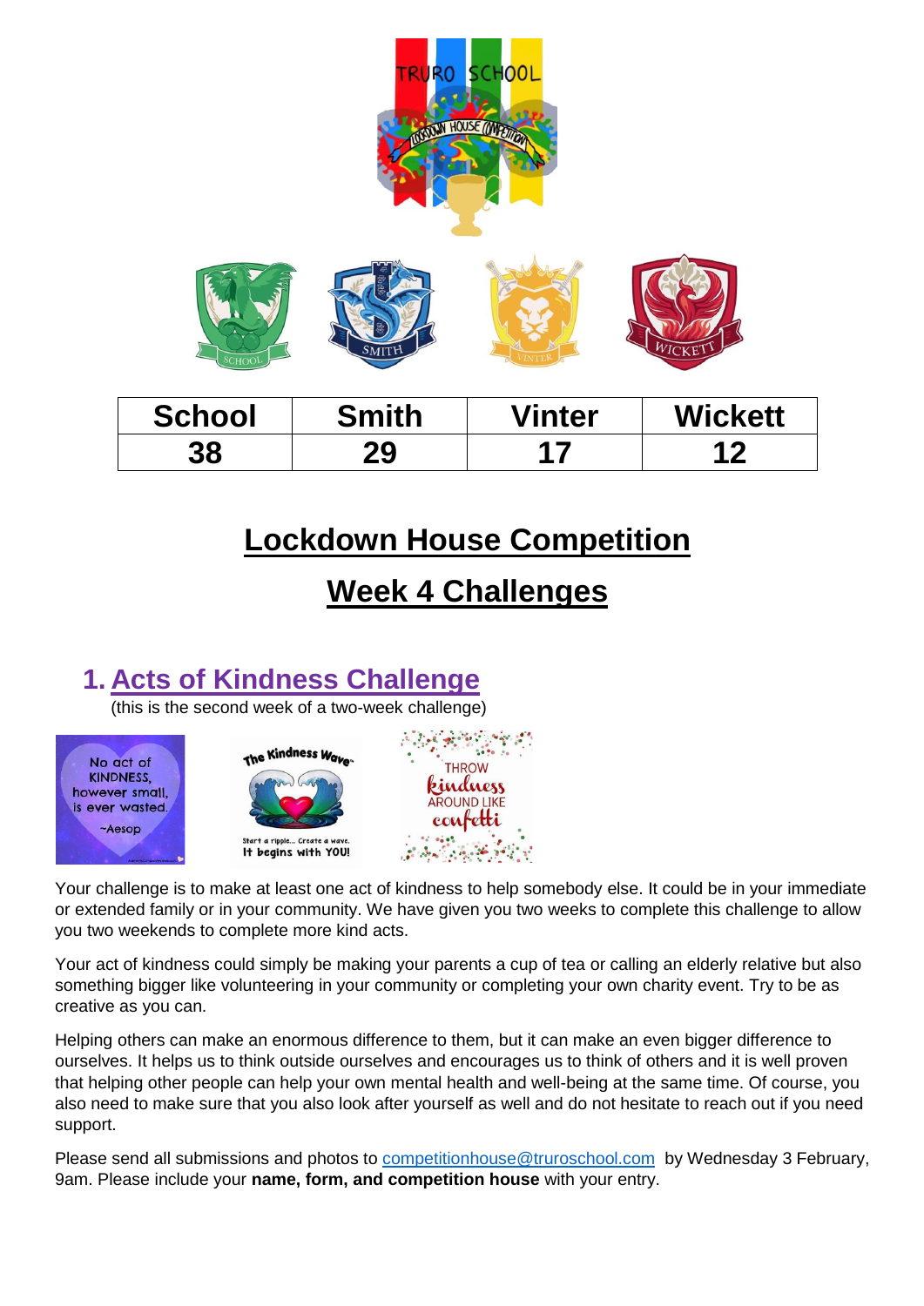| School | Smith | Vinter | Wickett |
| --- | --- | --- | --- |
| 38 | 29 | 17 | 12 |

# Lockdown House Competition

# Week 4 Challenges

## 1. Acts of Kindness Challenge

(this is the second week of a two-week challenge)

Your challenge is to make at least one act of kindness to help somebody else. It could be in your immediate or extended family or in your community. We have given you two weeks to complete this challenge to allow you two weekends to complete more kind acts.

Your act of kindness could simply be making your parents a cup of tea or calling an elderly relative but also something bigger like volunteering in your community or completing your own charity event. Try to be as creative as you can.

Helping others can make an enormous difference to them, but it can make an even bigger difference to ourselves. It helps us to think outside ourselves and encourages us to think of others and it is well proven that helping other people can help your own mental health and well-being at the same time. Of course, you also need to make sure that you also look after yourself as well and do not hesitate to reach out if you need support.

Please send all submissions and photos to competitionhouse@truroschool.com by Wednesday 3 February, 9am. Please include your **name, form, and competition house** with your entry.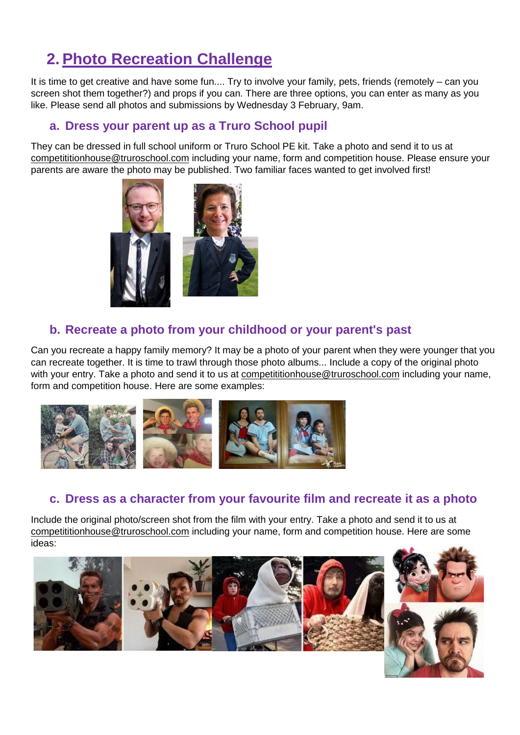## 2. Photo Recreation Challenge

It is time to get creative and have some fun.... Try to involve your family, pets, friends (remotely – can you screen shot them together?) and props if you can. There are three options, you can enter as many as you like. Please send all photos and submissions by Wednesday 3 February, 9am.

### a. Dress your parent up as a Truro School pupil

They can be dressed in full school uniform or Truro School PE kit. Take a photo and send it to us at competititionhouse@truroschool.com including your name, form and competition house. Please ensure your parents are aware the photo may be published. Two familiar faces wanted to get involved first!

### b. Recreate a photo from your childhood or your parent's past

Can you recreate a happy family memory? It may be a photo of your parent when they were younger that you can recreate together. It is time to trawl through those photo albums... Include a copy of the original photo with your entry. Take a photo and send it to us at competititionhouse@truroschool.com including your name, form and competition house. Here are some examples:

### c. Dress as a character from your favourite film and recreate it as a photo

Include the original photo/screen shot from the film with your entry. Take a photo and send it to us at competititionhouse@truroschool.com including your name, form and competition house. Here are some ideas: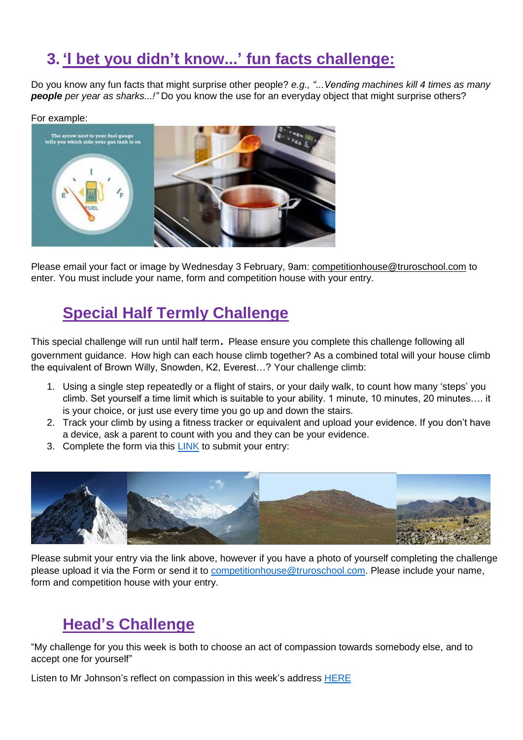## 3. 'I bet you didn't know...' fun facts challenge:

Do you know any fun facts that might surprise other people? *e.g., "...Vending machines kill 4 times as many **people** per year as sharks...!"* Do you know the use for an everyday object that might surprise others?

For example:

Please email your fact or image by Wednesday 3 February, 9am: competitionhouse@truroschool.com to enter. You must include your name, form and competition house with your entry.

## Special Half Termly Challenge

This special challenge will run until half term. Please ensure you complete this challenge following all government guidance. How high can each house climb together? As a combined total will your house climb the equivalent of Brown Willy, Snowden, K2, Everest…? Your challenge climb:

1. Using a single step repeatedly or a flight of stairs, or your daily walk, to count how many 'steps' you climb. Set yourself a time limit which is suitable to your ability. 1 minute, 10 minutes, 20 minutes…. it is your choice, or just use every time you go up and down the stairs.
2. Track your climb by using a fitness tracker or equivalent and upload your evidence. If you don't have a device, ask a parent to count with you and they can be your evidence.
3. Complete the form via this LINK to submit your entry:

Please submit your entry via the link above, however if you have a photo of yourself completing the challenge please upload it via the Form or send it to competitionhouse@truroschool.com. Please include your name, form and competition house with your entry.

## Head's Challenge

"My challenge for you this week is both to choose an act of compassion towards somebody else, and to accept one for yourself"

Listen to Mr Johnson's reflect on compassion in this week's address HERE